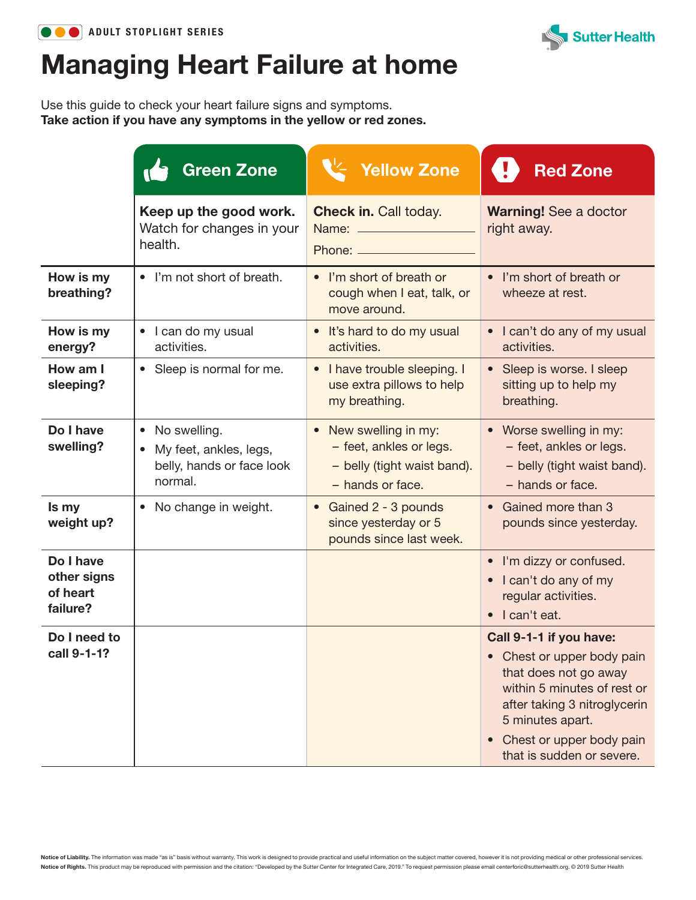ADULT STOPLIGHT SERIES

# Managing Heart Failure at home

Use this guide to check your heart failure signs and symptoms.
**Take action if you have any symptoms in the yellow or red zones.**

| | Green Zone | Yellow Zone | Red Zone |
|---|---|---|---|
| | **Keep up the good work.** Watch for changes in your health. | **Check in.** Call today.<br>Name: ____________<br>Phone: ____________ | **Warning!** See a doctor right away. |
| **How is my breathing?** | • I'm not short of breath. | • I'm short of breath or cough when I eat, talk, or move around. | • I'm short of breath or wheeze at rest. |
| **How is my energy?** | • I can do my usual activities. | • It's hard to do my usual activities. | • I can't do any of my usual activities. |
| **How am I sleeping?** | • Sleep is normal for me. | • I have trouble sleeping. I use extra pillows to help my breathing. | • Sleep is worse. I sleep sitting up to help my breathing. |
| **Do I have swelling?** | • No swelling.<br>• My feet, ankles, legs, belly, hands or face look normal. | • New swelling in my:<br>– feet, ankles or legs.<br>– belly (tight waist band).<br>– hands or face. | • Worse swelling in my:<br>– feet, ankles or legs.<br>– belly (tight waist band).<br>– hands or face. |
| **Is my weight up?** | • No change in weight. | • Gained 2 - 3 pounds since yesterday or 5 pounds since last week. | • Gained more than 3 pounds since yesterday. |
| **Do I have other signs of heart failure?** | | | • I'm dizzy or confused.<br>• I can't do any of my regular activities.<br>• I can't eat. |
| **Do I need to call 9-1-1?** | | | **Call 9-1-1 if you have:**<br>• Chest or upper body pain that does not go away within 5 minutes of rest or after taking 3 nitroglycerin 5 minutes apart.<br>• Chest or upper body pain that is sudden or severe. |

**Notice of Liability.** The information was made "as is" basis without warranty. This work is designed to provide practical and useful information on the subject matter covered, however it is not providing medical or other professional services.
**Notice of Rights.** This product may be reproduced with permission and the citation: "Developed by the Sutter Center for Integrated Care, 2019." To request permission please email centerforic@sutterhealth.org. © 2019 Sutter Health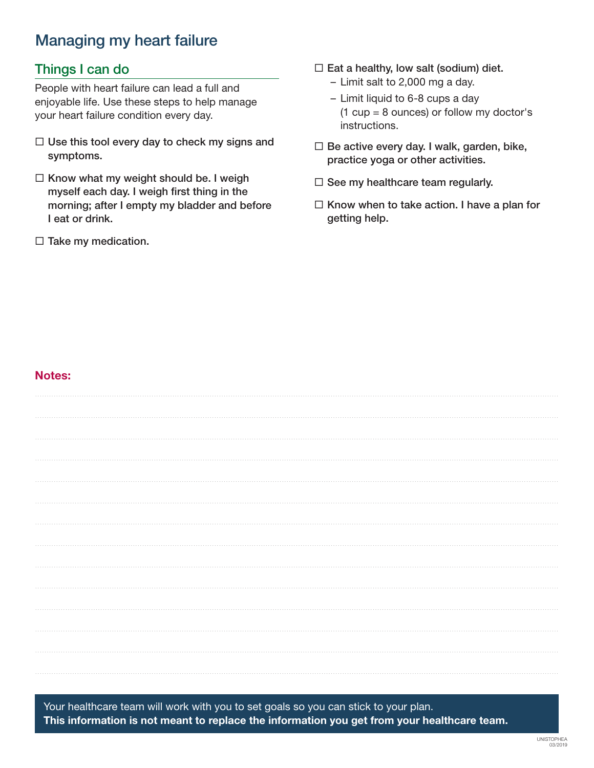# Managing my heart failure

## Things I can do

People with heart failure can lead a full and enjoyable life. Use these steps to help manage your heart failure condition every day.

- ☐ **Use this tool every day to check my signs and symptoms.**
- ☐ **Know what my weight should be. I weigh myself each day. I weigh first thing in the morning; after I empty my bladder and before I eat or drink.**
- ☐ **Take my medication.**
- ☐ **Eat a healthy, low salt (sodium) diet.**
  - Limit salt to 2,000 mg a day.
  - Limit liquid to 6-8 cups a day (1 cup = 8 ounces) or follow my doctor's instructions.
- ☐ **Be active every day. I walk, garden, bike, practice yoga or other activities.**
- ☐ **See my healthcare team regularly.**
- ☐ **Know when to take action. I have a plan for getting help.**

**Notes:**

Your healthcare team will work with you to set goals so you can stick to your plan.
**This information is not meant to replace the information you get from your healthcare team.**

UNISTOPHEA
03/2019